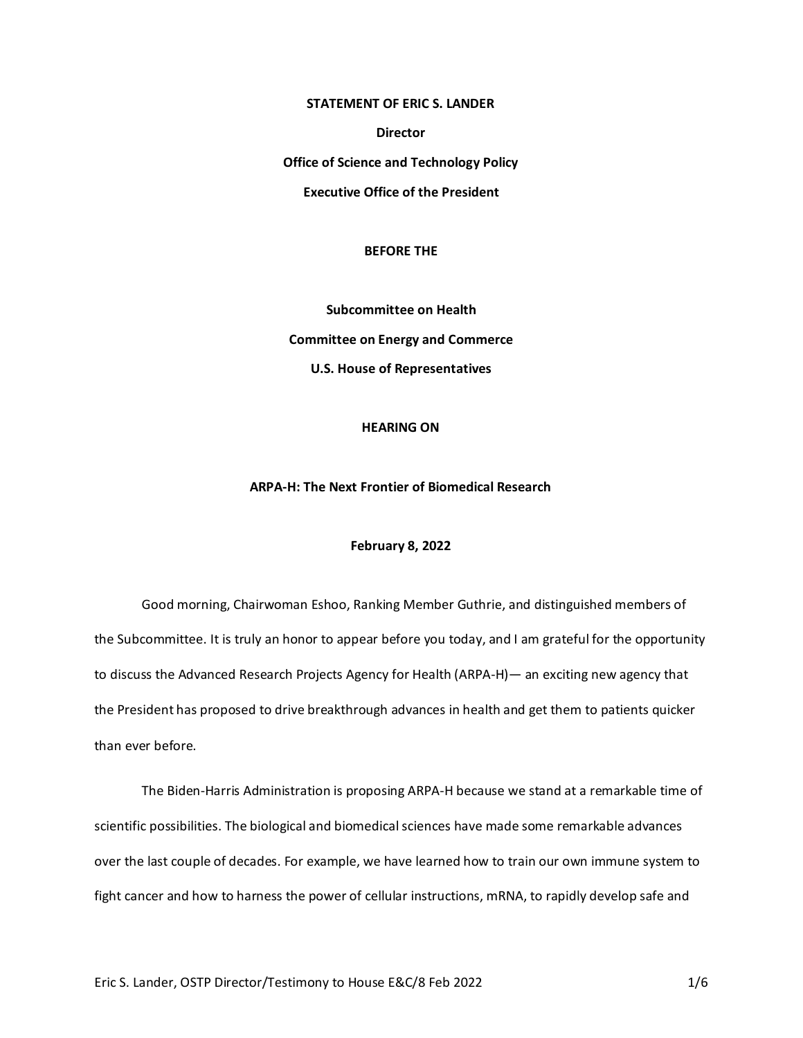**STATEMENT OF ERIC S. LANDER**

**Director**

**Office of Science and Technology Policy**

**Executive Office of the President**

**BEFORE THE**

**Subcommittee on Health**

**Committee on Energy and Commerce**

**U.S. House of Representatives**

**HEARING ON**

**ARPA-H: The Next Frontier of Biomedical Research**

**February 8, 2022**

Good morning, Chairwoman Eshoo, Ranking Member Guthrie, and distinguished members of the Subcommittee. It is truly an honor to appear before you today, and I am grateful for the opportunity to discuss the Advanced Research Projects Agency for Health (ARPA-H)— an exciting new agency that the President has proposed to drive breakthrough advances in health and get them to patients quicker than ever before.

The Biden-Harris Administration is proposing ARPA-H because we stand at a remarkable time of scientific possibilities. The biological and biomedical sciences have made some remarkable advances over the last couple of decades. For example, we have learned how to train our own immune system to fight cancer and how to harness the power of cellular instructions, mRNA, to rapidly develop safe and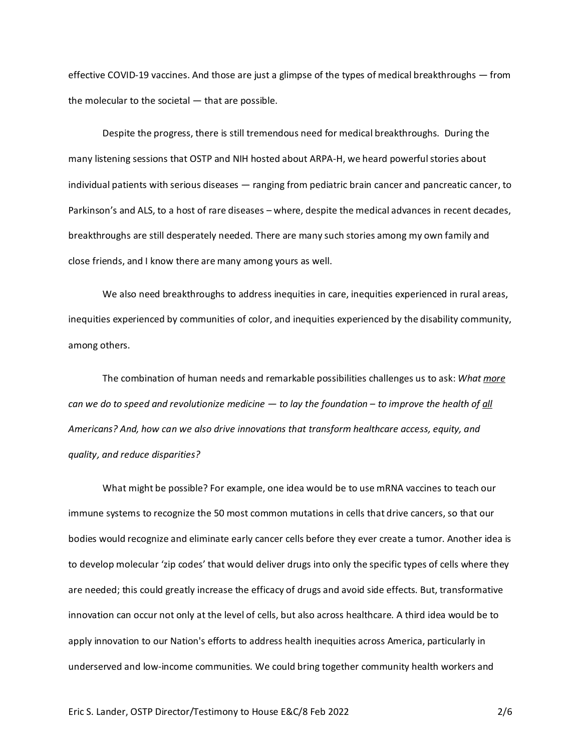effective COVID-19 vaccines. And those are just a glimpse of the types of medical breakthroughs — from the molecular to the societal — that are possible.

Despite the progress, there is still tremendous need for medical breakthroughs. During the many listening sessions that OSTP and NIH hosted about ARPA-H, we heard powerful stories about individual patients with serious diseases — ranging from pediatric brain cancer and pancreatic cancer, to Parkinson's and ALS, to a host of rare diseases – where, despite the medical advances in recent decades, breakthroughs are still desperately needed. There are many such stories among my own family and close friends, and I know there are many among yours as well.

We also need breakthroughs to address inequities in care, inequities experienced in rural areas, inequities experienced by communities of color, and inequities experienced by the disability community, among others.

The combination of human needs and remarkable possibilities challenges us to ask: *What <u>more</u> can we do to speed and revolutionize medicine — to lay the foundation – to improve the health of <u>all</u> Americans? And, how can we also drive innovations that transform healthcare access, equity, and quality, and reduce disparities?*

What might be possible? For example, one idea would be to use mRNA vaccines to teach our immune systems to recognize the 50 most common mutations in cells that drive cancers, so that our bodies would recognize and eliminate early cancer cells before they ever create a tumor. Another idea is to develop molecular 'zip codes' that would deliver drugs into only the specific types of cells where they are needed; this could greatly increase the efficacy of drugs and avoid side effects. But, transformative innovation can occur not only at the level of cells, but also across healthcare. A third idea would be to apply innovation to our Nation's efforts to address health inequities across America, particularly in underserved and low-income communities. We could bring together community health workers and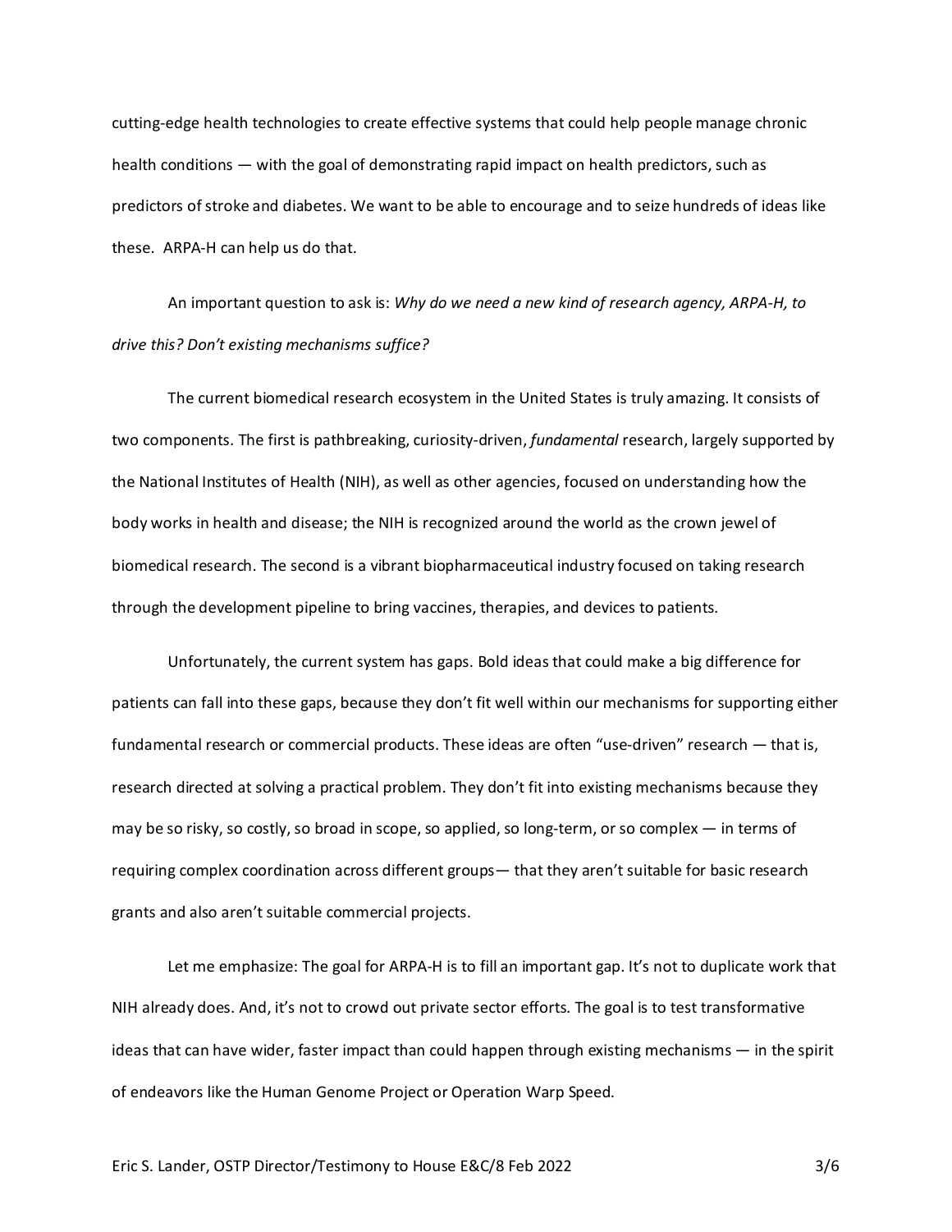cutting-edge health technologies to create effective systems that could help people manage chronic health conditions — with the goal of demonstrating rapid impact on health predictors, such as predictors of stroke and diabetes. We want to be able to encourage and to seize hundreds of ideas like these. ARPA-H can help us do that.

An important question to ask is: *Why do we need a new kind of research agency, ARPA-H, to drive this? Don't existing mechanisms suffice?*

The current biomedical research ecosystem in the United States is truly amazing. It consists of two components. The first is pathbreaking, curiosity-driven, *fundamental* research, largely supported by the National Institutes of Health (NIH), as well as other agencies, focused on understanding how the body works in health and disease; the NIH is recognized around the world as the crown jewel of biomedical research. The second is a vibrant biopharmaceutical industry focused on taking research through the development pipeline to bring vaccines, therapies, and devices to patients.

Unfortunately, the current system has gaps. Bold ideas that could make a big difference for patients can fall into these gaps, because they don't fit well within our mechanisms for supporting either fundamental research or commercial products. These ideas are often "use-driven" research — that is, research directed at solving a practical problem. They don't fit into existing mechanisms because they may be so risky, so costly, so broad in scope, so applied, so long-term, or so complex — in terms of requiring complex coordination across different groups— that they aren't suitable for basic research grants and also aren't suitable commercial projects.

Let me emphasize: The goal for ARPA-H is to fill an important gap. It's not to duplicate work that NIH already does. And, it's not to crowd out private sector efforts. The goal is to test transformative ideas that can have wider, faster impact than could happen through existing mechanisms — in the spirit of endeavors like the Human Genome Project or Operation Warp Speed.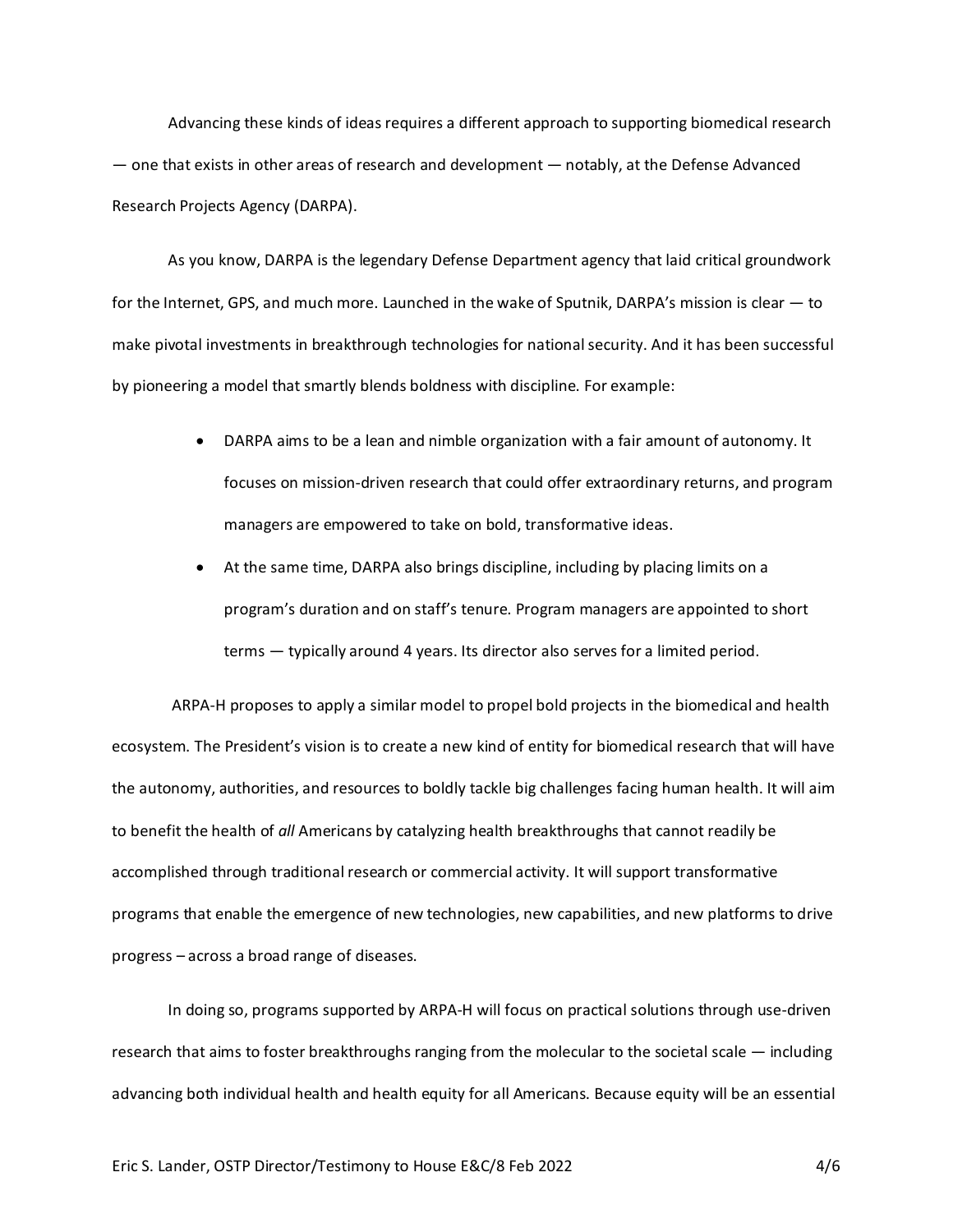Advancing these kinds of ideas requires a different approach to supporting biomedical research — one that exists in other areas of research and development — notably, at the Defense Advanced Research Projects Agency (DARPA).

As you know, DARPA is the legendary Defense Department agency that laid critical groundwork for the Internet, GPS, and much more. Launched in the wake of Sputnik, DARPA's mission is clear — to make pivotal investments in breakthrough technologies for national security. And it has been successful by pioneering a model that smartly blends boldness with discipline. For example:

- DARPA aims to be a lean and nimble organization with a fair amount of autonomy. It focuses on mission-driven research that could offer extraordinary returns, and program managers are empowered to take on bold, transformative ideas.
- At the same time, DARPA also brings discipline, including by placing limits on a program's duration and on staff's tenure. Program managers are appointed to short terms — typically around 4 years. Its director also serves for a limited period.

ARPA-H proposes to apply a similar model to propel bold projects in the biomedical and health ecosystem. The President's vision is to create a new kind of entity for biomedical research that will have the autonomy, authorities, and resources to boldly tackle big challenges facing human health. It will aim to benefit the health of *all* Americans by catalyzing health breakthroughs that cannot readily be accomplished through traditional research or commercial activity. It will support transformative programs that enable the emergence of new technologies, new capabilities, and new platforms to drive progress – across a broad range of diseases.

In doing so, programs supported by ARPA-H will focus on practical solutions through use-driven research that aims to foster breakthroughs ranging from the molecular to the societal scale — including advancing both individual health and health equity for all Americans. Because equity will be an essential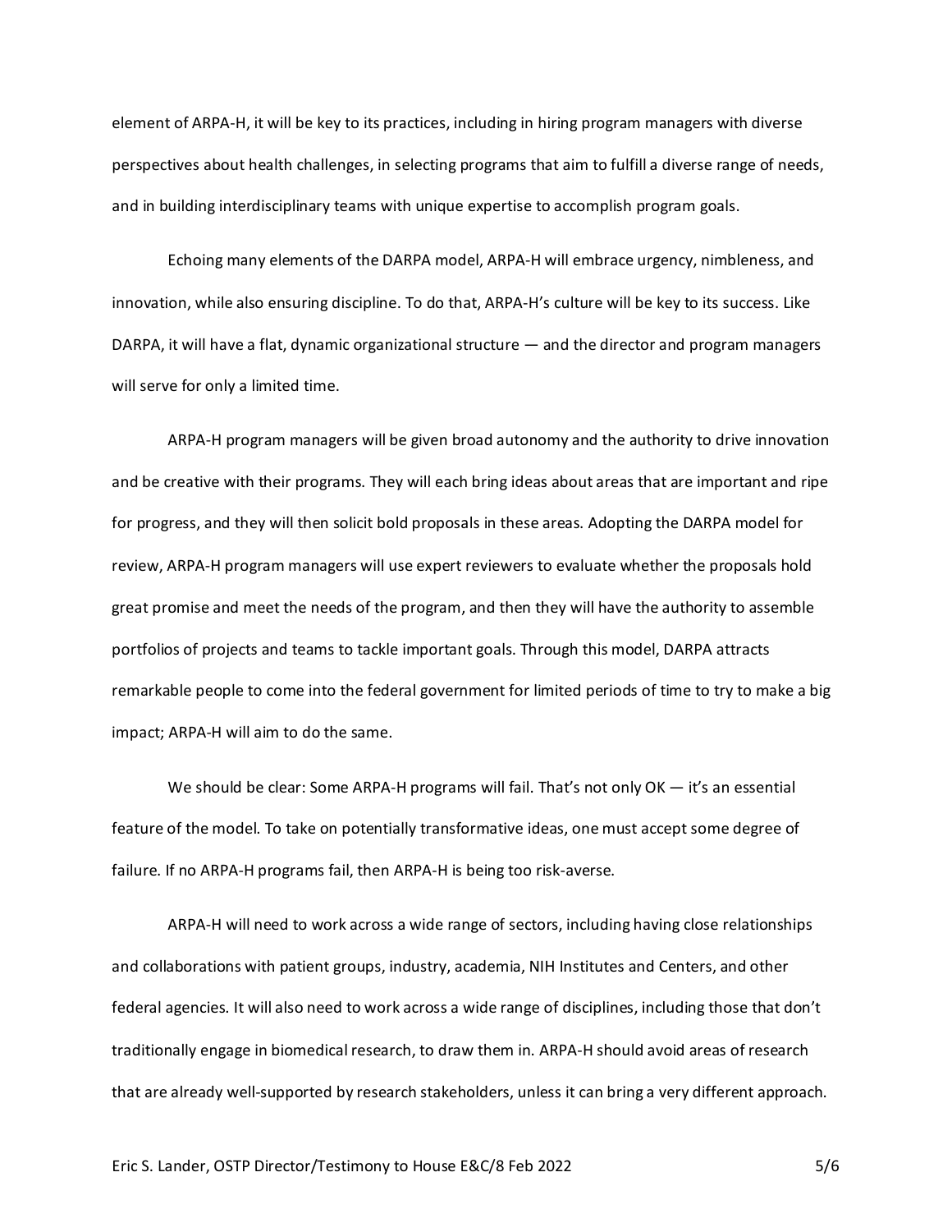element of ARPA-H, it will be key to its practices, including in hiring program managers with diverse perspectives about health challenges, in selecting programs that aim to fulfill a diverse range of needs, and in building interdisciplinary teams with unique expertise to accomplish program goals.

Echoing many elements of the DARPA model, ARPA-H will embrace urgency, nimbleness, and innovation, while also ensuring discipline. To do that, ARPA-H's culture will be key to its success. Like DARPA, it will have a flat, dynamic organizational structure — and the director and program managers will serve for only a limited time.

ARPA-H program managers will be given broad autonomy and the authority to drive innovation and be creative with their programs. They will each bring ideas about areas that are important and ripe for progress, and they will then solicit bold proposals in these areas. Adopting the DARPA model for review, ARPA-H program managers will use expert reviewers to evaluate whether the proposals hold great promise and meet the needs of the program, and then they will have the authority to assemble portfolios of projects and teams to tackle important goals. Through this model, DARPA attracts remarkable people to come into the federal government for limited periods of time to try to make a big impact; ARPA-H will aim to do the same.

We should be clear: Some ARPA-H programs will fail. That's not only OK — it's an essential feature of the model. To take on potentially transformative ideas, one must accept some degree of failure. If no ARPA-H programs fail, then ARPA-H is being too risk-averse.

ARPA-H will need to work across a wide range of sectors, including having close relationships and collaborations with patient groups, industry, academia, NIH Institutes and Centers, and other federal agencies. It will also need to work across a wide range of disciplines, including those that don't traditionally engage in biomedical research, to draw them in. ARPA-H should avoid areas of research that are already well-supported by research stakeholders, unless it can bring a very different approach.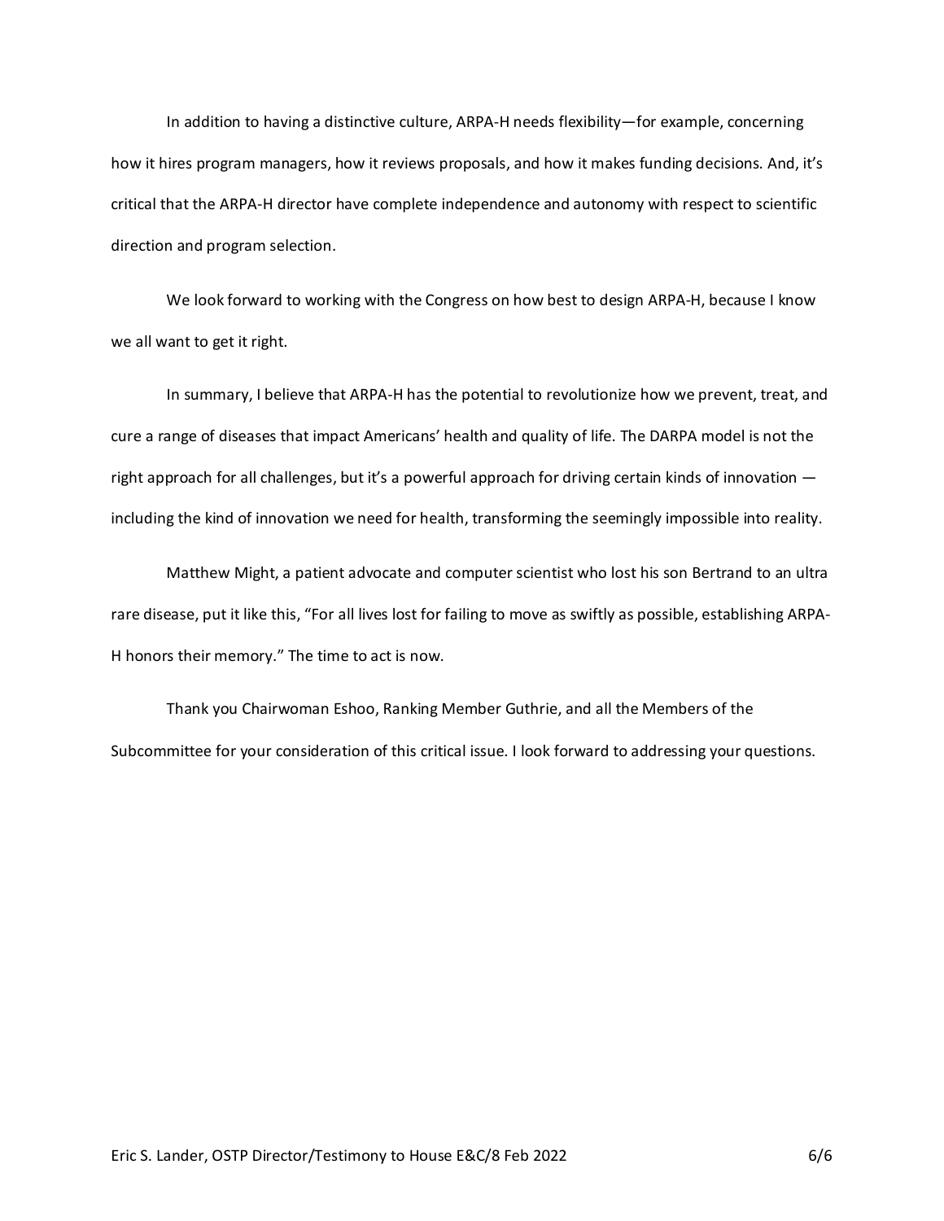In addition to having a distinctive culture, ARPA-H needs flexibility—for example, concerning how it hires program managers, how it reviews proposals, and how it makes funding decisions. And, it's critical that the ARPA-H director have complete independence and autonomy with respect to scientific direction and program selection.

We look forward to working with the Congress on how best to design ARPA-H, because I know we all want to get it right.

In summary, I believe that ARPA-H has the potential to revolutionize how we prevent, treat, and cure a range of diseases that impact Americans' health and quality of life. The DARPA model is not the right approach for all challenges, but it's a powerful approach for driving certain kinds of innovation — including the kind of innovation we need for health, transforming the seemingly impossible into reality.

Matthew Might, a patient advocate and computer scientist who lost his son Bertrand to an ultra rare disease, put it like this, "For all lives lost for failing to move as swiftly as possible, establishing ARPA-H honors their memory." The time to act is now.

Thank you Chairwoman Eshoo, Ranking Member Guthrie, and all the Members of the Subcommittee for your consideration of this critical issue. I look forward to addressing your questions.